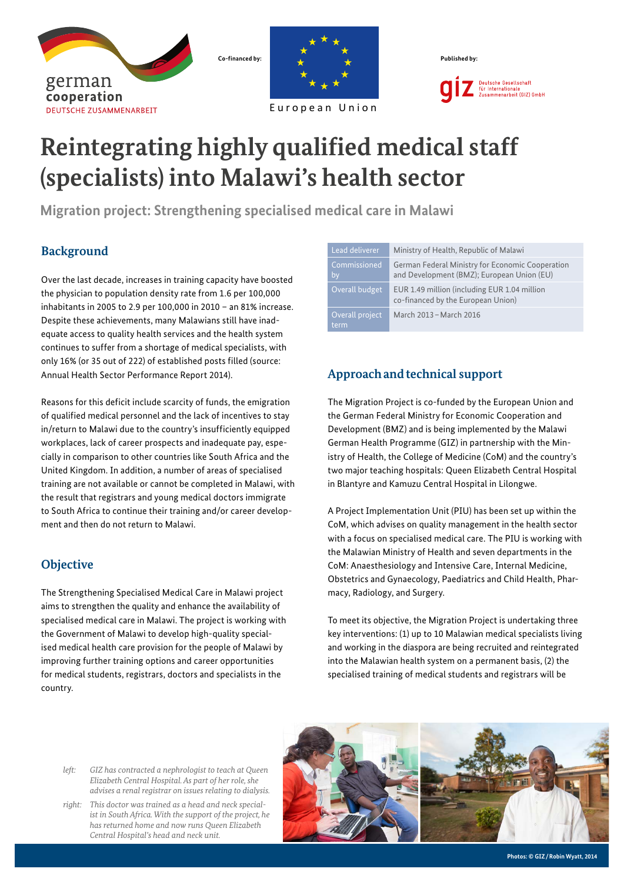Co-financed by: European Union

Published by: giz Deutsche Gesellschaft für Internationale Zusammenarbeit (GIZ) GmbH

german cooperation DEUTSCHE ZUSAMMENARBEIT

# Reintegrating highly qualified medical staff (specialists) into Malawi's health sector

## Migration project: Strengthening specialised medical care in Malawi

| Lead deliverer | Ministry of Health, Republic of Malawi |
|---|---|
| Commissioned by | German Federal Ministry for Economic Cooperation and Development (BMZ); European Union (EU) |
| Overall budget | EUR 1.49 million (including EUR 1.04 million co-financed by the European Union) |
| Overall project term | March 2013 – March 2016 |

### Background

Over the last decade, increases in training capacity have boosted the physician to population density rate from 1.6 per 100,000 inhabitants in 2005 to 2.9 per 100,000 in 2010 – an 81% increase. Despite these achievements, many Malawians still have inadequate access to quality health services and the health system continues to suffer from a shortage of medical specialists, with only 16% (or 35 out of 222) of established posts filled (source: Annual Health Sector Performance Report 2014).

Reasons for this deficit include scarcity of funds, the emigration of qualified medical personnel and the lack of incentives to stay in/return to Malawi due to the country's insufficiently equipped workplaces, lack of career prospects and inadequate pay, especially in comparison to other countries like South Africa and the United Kingdom. In addition, a number of areas of specialised training are not available or cannot be completed in Malawi, with the result that registrars and young medical doctors immigrate to South Africa to continue their training and/or career development and then do not return to Malawi.

### Objective

The Strengthening Specialised Medical Care in Malawi project aims to strengthen the quality and enhance the availability of specialised medical care in Malawi. The project is working with the Government of Malawi to develop high-quality specialised medical health care provision for the people of Malawi by improving further training options and career opportunities for medical students, registrars, doctors and specialists in the country.

### Approach and technical support

The Migration Project is co-funded by the European Union and the German Federal Ministry for Economic Cooperation and Development (BMZ) and is being implemented by the Malawi German Health Programme (GIZ) in partnership with the Ministry of Health, the College of Medicine (CoM) and the country's two major teaching hospitals: Queen Elizabeth Central Hospital in Blantyre and Kamuzu Central Hospital in Lilongwe.

A Project Implementation Unit (PIU) has been set up within the CoM, which advises on quality management in the health sector with a focus on specialised medical care. The PIU is working with the Malawian Ministry of Health and seven departments in the CoM: Anaesthesiology and Intensive Care, Internal Medicine, Obstetrics and Gynaecology, Paediatrics and Child Health, Pharmacy, Radiology, and Surgery.

To meet its objective, the Migration Project is undertaking three key interventions: (1) up to 10 Malawian medical specialists living and working in the diaspora are being recruited and reintegrated into the Malawian health system on a permanent basis, (2) the specialised training of medical students and registrars will be

*left:* *GIZ has contracted a nephrologist to teach at Queen Elizabeth Central Hospital. As part of her role, she advises a renal registrar on issues relating to dialysis.*

*right:* *This doctor was trained as a head and neck specialist in South Africa. With the support of the project, he has returned home and now runs Queen Elizabeth Central Hospital's head and neck unit.*

Photos: © GIZ / Robin Wyatt, 2014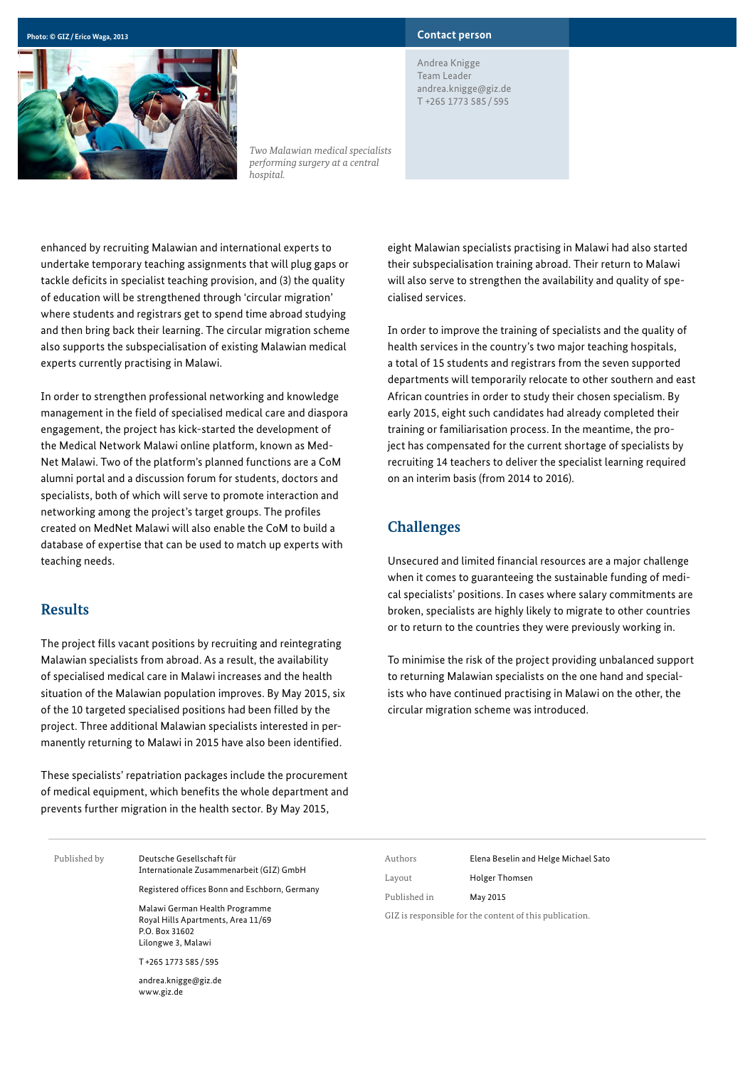Photo: © GIZ / Erico Waga, 2013

*Two Malawian medical specialists performing surgery at a central hospital.*

**Contact person**

Andrea Knigge
Team Leader
andrea.knigge@giz.de
T +265 1773 585 / 595

enhanced by recruiting Malawian and international experts to undertake temporary teaching assignments that will plug gaps or tackle deficits in specialist teaching provision, and (3) the quality of education will be strengthened through 'circular migration' where students and registrars get to spend time abroad studying and then bring back their learning. The circular migration scheme also supports the subspecialisation of existing Malawian medical experts currently practising in Malawi.

In order to strengthen professional networking and knowledge management in the field of specialised medical care and diaspora engagement, the project has kick-started the development of the Medical Network Malawi online platform, known as MedNet Malawi. Two of the platform's planned functions are a CoM alumni portal and a discussion forum for students, doctors and specialists, both of which will serve to promote interaction and networking among the project's target groups. The profiles created on MedNet Malawi will also enable the CoM to build a database of expertise that can be used to match up experts with teaching needs.

## Results

The project fills vacant positions by recruiting and reintegrating Malawian specialists from abroad. As a result, the availability of specialised medical care in Malawi increases and the health situation of the Malawian population improves. By May 2015, six of the 10 targeted specialised positions had been filled by the project. Three additional Malawian specialists interested in permanently returning to Malawi in 2015 have also been identified.

These specialists' repatriation packages include the procurement of medical equipment, which benefits the whole department and prevents further migration in the health sector. By May 2015, eight Malawian specialists practising in Malawi had also started their subspecialisation training abroad. Their return to Malawi will also serve to strengthen the availability and quality of specialised services.

In order to improve the training of specialists and the quality of health services in the country's two major teaching hospitals, a total of 15 students and registrars from the seven supported departments will temporarily relocate to other southern and east African countries in order to study their chosen specialism. By early 2015, eight such candidates had already completed their training or familiarisation process. In the meantime, the project has compensated for the current shortage of specialists by recruiting 14 teachers to deliver the specialist learning required on an interim basis (from 2014 to 2016).

## Challenges

Unsecured and limited financial resources are a major challenge when it comes to guaranteeing the sustainable funding of medical specialists' positions. In cases where salary commitments are broken, specialists are highly likely to migrate to other countries or to return to the countries they were previously working in.

To minimise the risk of the project providing unbalanced support to returning Malawian specialists on the one hand and specialists who have continued practising in Malawi on the other, the circular migration scheme was introduced.

| | |
|---|---|
| Published by | Deutsche Gesellschaft für Internationale Zusammenarbeit (GIZ) GmbH<br><br>Registered offices Bonn and Eschborn, Germany<br><br>Malawi German Health Programme<br>Royal Hills Apartments, Area 11/69<br>P.O. Box 31602<br>Lilongwe 3, Malawi<br><br>T +265 1773 585 / 595<br><br>andrea.knigge@giz.de<br>www.giz.de |
| Authors | Elena Beselin and Helge Michael Sato |
| Layout | Holger Thomsen |
| Published in | May 2015 |

GIZ is responsible for the content of this publication.